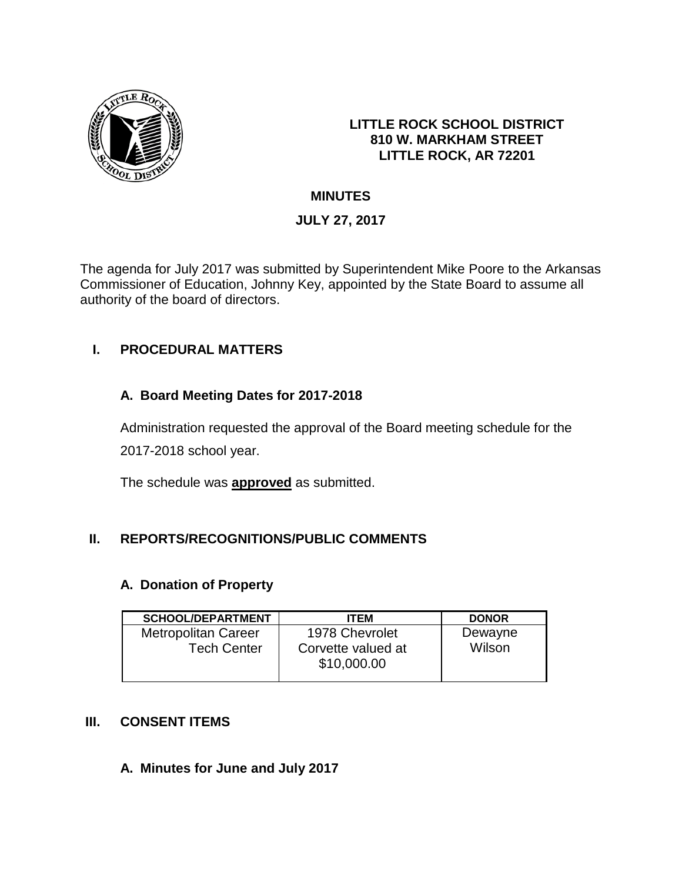**LITTLE ROCK SCHOOL DISTRICT**
**810 W. MARKHAM STREET**
**LITTLE ROCK, AR 72201**

# MINUTES

## JULY 27, 2017

The agenda for July 2017 was submitted by Superintendent Mike Poore to the Arkansas Commissioner of Education, Johnny Key, appointed by the State Board to assume all authority of the board of directors.

## I. PROCEDURAL MATTERS

### A. Board Meeting Dates for 2017-2018

Administration requested the approval of the Board meeting schedule for the 2017-2018 school year.

The schedule was **approved** as submitted.

## II. REPORTS/RECOGNITIONS/PUBLIC COMMENTS

### A. Donation of Property

| SCHOOL/DEPARTMENT | ITEM | DONOR |
| --- | --- | --- |
| Metropolitan Career Tech Center | 1978 Chevrolet Corvette valued at $10,000.00 | Dewayne Wilson |

## III. CONSENT ITEMS

### A. Minutes for June and July 2017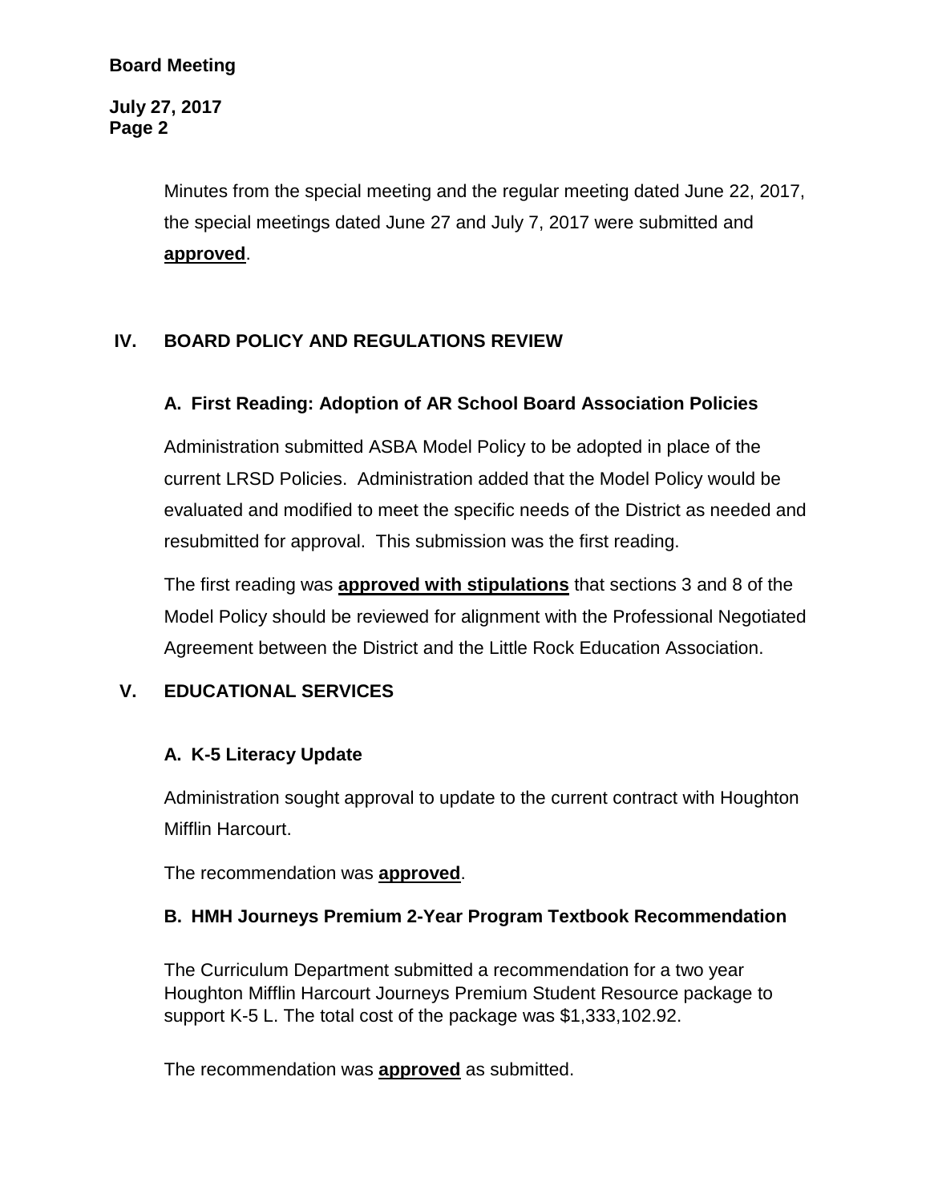Minutes from the special meeting and the regular meeting dated June 22, 2017, the special meetings dated June 27 and July 7, 2017 were submitted and **approved**.

## IV. BOARD POLICY AND REGULATIONS REVIEW

### A. First Reading: Adoption of AR School Board Association Policies

Administration submitted ASBA Model Policy to be adopted in place of the current LRSD Policies. Administration added that the Model Policy would be evaluated and modified to meet the specific needs of the District as needed and resubmitted for approval. This submission was the first reading.

The first reading was **approved with stipulations** that sections 3 and 8 of the Model Policy should be reviewed for alignment with the Professional Negotiated Agreement between the District and the Little Rock Education Association.

## V. EDUCATIONAL SERVICES

### A. K-5 Literacy Update

Administration sought approval to update to the current contract with Houghton Mifflin Harcourt.

The recommendation was **approved**.

### B. HMH Journeys Premium 2-Year Program Textbook Recommendation

The Curriculum Department submitted a recommendation for a two year Houghton Mifflin Harcourt Journeys Premium Student Resource package to support K-5 L. The total cost of the package was $1,333,102.92.

The recommendation was **approved** as submitted.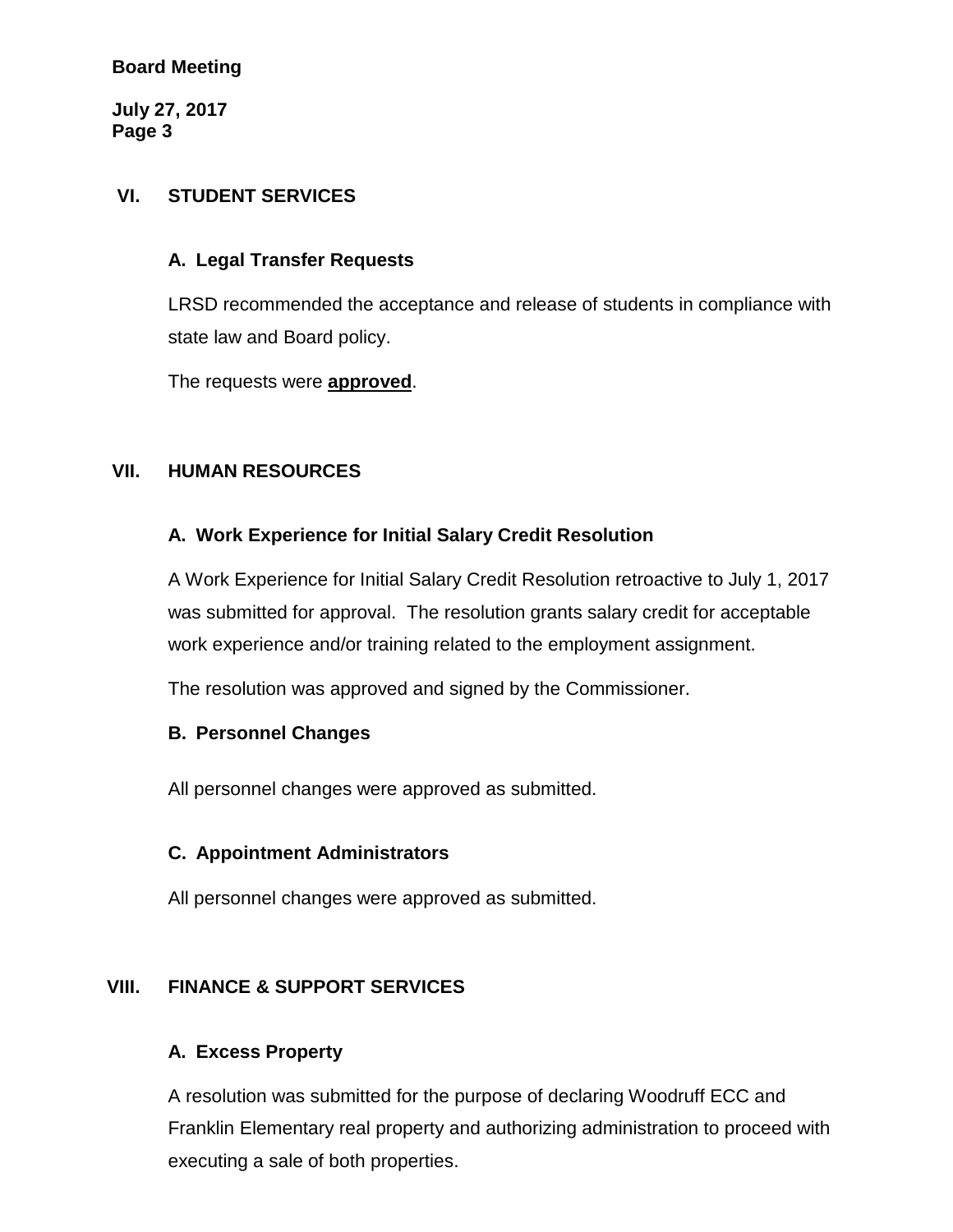## VI. STUDENT SERVICES

### A. Legal Transfer Requests

LRSD recommended the acceptance and release of students in compliance with state law and Board policy.

The requests were **approved**.

## VII. HUMAN RESOURCES

### A. Work Experience for Initial Salary Credit Resolution

A Work Experience for Initial Salary Credit Resolution retroactive to July 1, 2017 was submitted for approval. The resolution grants salary credit for acceptable work experience and/or training related to the employment assignment.

The resolution was approved and signed by the Commissioner.

### B. Personnel Changes

All personnel changes were approved as submitted.

### C. Appointment Administrators

All personnel changes were approved as submitted.

## VIII. FINANCE & SUPPORT SERVICES

### A. Excess Property

A resolution was submitted for the purpose of declaring Woodruff ECC and Franklin Elementary real property and authorizing administration to proceed with executing a sale of both properties.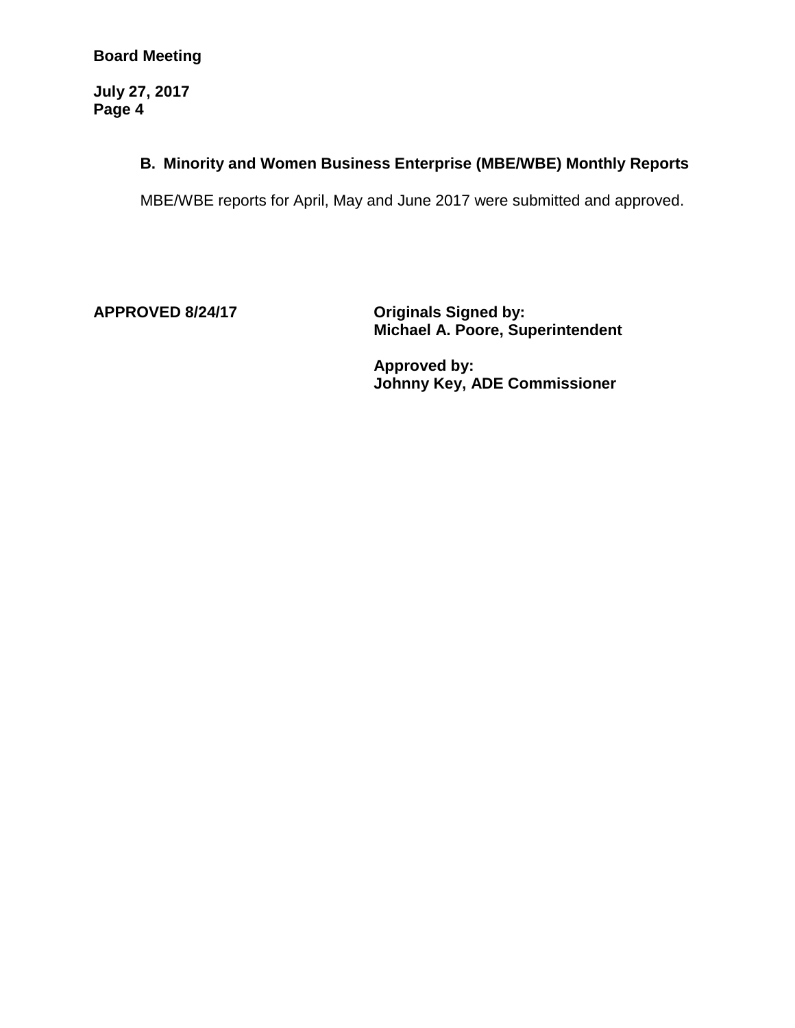### B. Minority and Women Business Enterprise (MBE/WBE) Monthly Reports

MBE/WBE reports for April, May and June 2017 were submitted and approved.

**APPROVED 8/24/17**

**Originals Signed by:**
**Michael A. Poore, Superintendent**

**Approved by:**
**Johnny Key, ADE Commissioner**